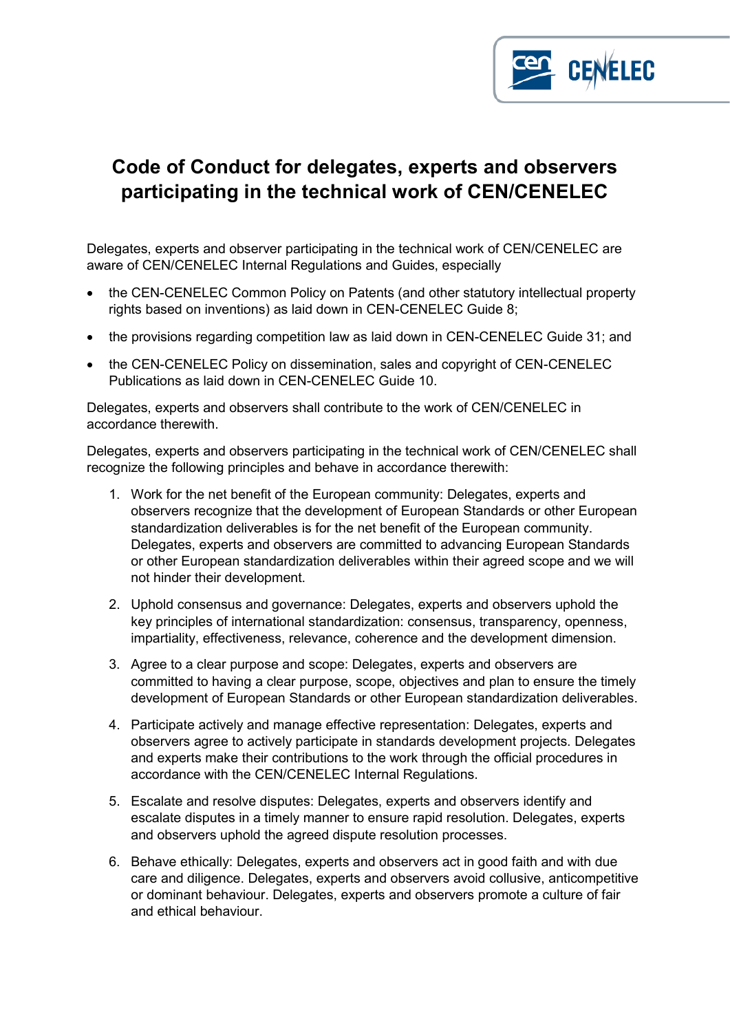# Code of Conduct for delegates, experts and observers participating in the technical work of CEN/CENELEC

Delegates, experts and observer participating in the technical work of CEN/CENELEC are aware of CEN/CENELEC Internal Regulations and Guides, especially

- the CEN-CENELEC Common Policy on Patents (and other statutory intellectual property rights based on inventions) as laid down in CEN-CENELEC Guide 8;
- the provisions regarding competition law as laid down in CEN-CENELEC Guide 31; and
- the CEN-CENELEC Policy on dissemination, sales and copyright of CEN-CENELEC Publications as laid down in CEN-CENELEC Guide 10.

Delegates, experts and observers shall contribute to the work of CEN/CENELEC in accordance therewith.

Delegates, experts and observers participating in the technical work of CEN/CENELEC shall recognize the following principles and behave in accordance therewith:

1. Work for the net benefit of the European community: Delegates, experts and observers recognize that the development of European Standards or other European standardization deliverables is for the net benefit of the European community. Delegates, experts and observers are committed to advancing European Standards or other European standardization deliverables within their agreed scope and we will not hinder their development.
2. Uphold consensus and governance: Delegates, experts and observers uphold the key principles of international standardization: consensus, transparency, openness, impartiality, effectiveness, relevance, coherence and the development dimension.
3. Agree to a clear purpose and scope: Delegates, experts and observers are committed to having a clear purpose, scope, objectives and plan to ensure the timely development of European Standards or other European standardization deliverables.
4. Participate actively and manage effective representation: Delegates, experts and observers agree to actively participate in standards development projects. Delegates and experts make their contributions to the work through the official procedures in accordance with the CEN/CENELEC Internal Regulations.
5. Escalate and resolve disputes: Delegates, experts and observers identify and escalate disputes in a timely manner to ensure rapid resolution. Delegates, experts and observers uphold the agreed dispute resolution processes.
6. Behave ethically: Delegates, experts and observers act in good faith and with due care and diligence. Delegates, experts and observers avoid collusive, anticompetitive or dominant behaviour. Delegates, experts and observers promote a culture of fair and ethical behaviour.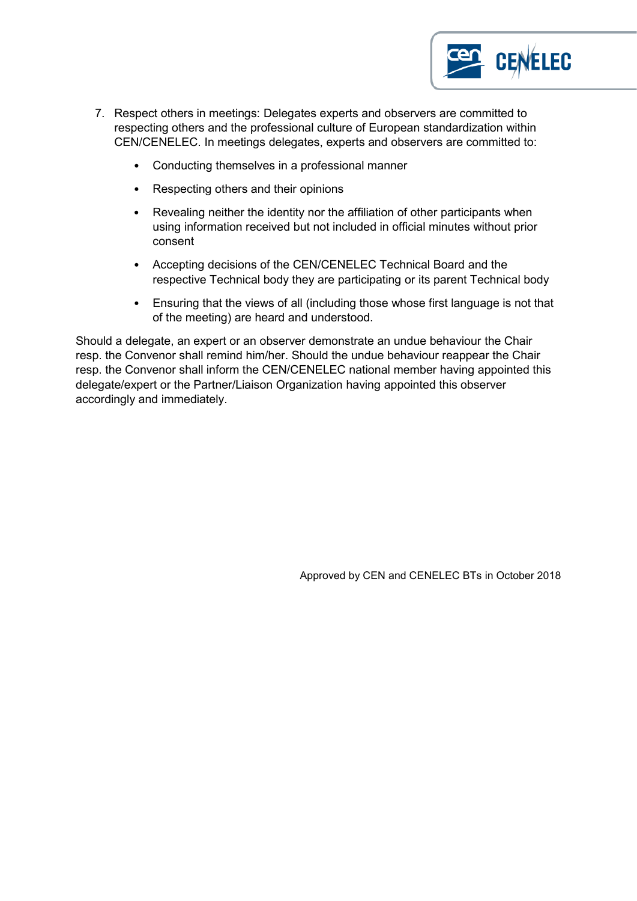7. Respect others in meetings: Delegates experts and observers are committed to respecting others and the professional culture of European standardization within CEN/CENELEC. In meetings delegates, experts and observers are committed to:

   - Conducting themselves in a professional manner
   - Respecting others and their opinions
   - Revealing neither the identity nor the affiliation of other participants when using information received but not included in official minutes without prior consent
   - Accepting decisions of the CEN/CENELEC Technical Board and the respective Technical body they are participating or its parent Technical body
   - Ensuring that the views of all (including those whose first language is not that of the meeting) are heard and understood.

Should a delegate, an expert or an observer demonstrate an undue behaviour the Chair resp. the Convenor shall remind him/her. Should the undue behaviour reappear the Chair resp. the Convenor shall inform the CEN/CENELEC national member having appointed this delegate/expert or the Partner/Liaison Organization having appointed this observer accordingly and immediately.

Approved by CEN and CENELEC BTs in October 2018